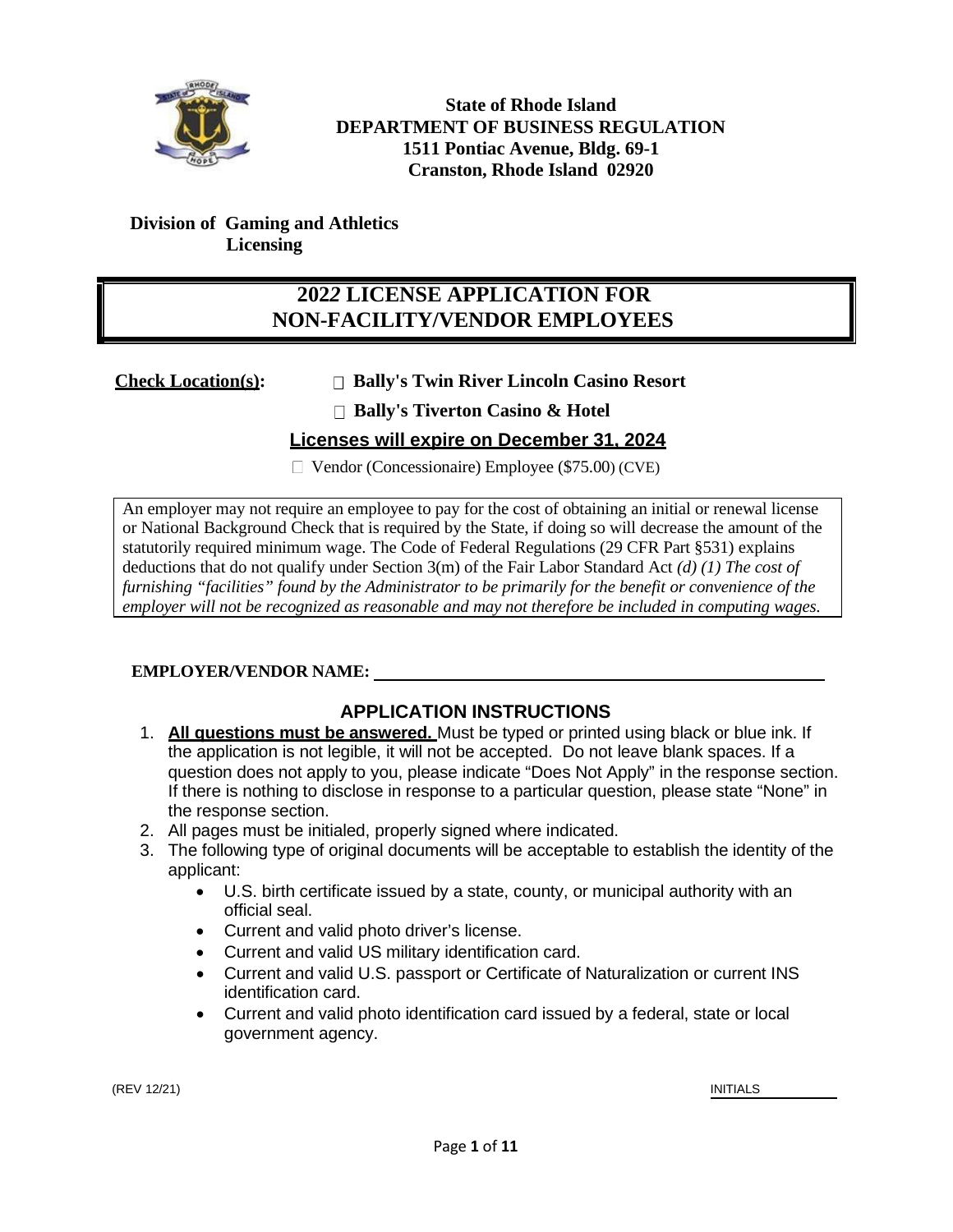**State of Rhode Island**
**DEPARTMENT OF BUSINESS REGULATION**
**1511 Pontiac Avenue, Bldg. 69-1**
**Cranston, Rhode Island 02920**

**Division of Gaming and Athletics Licensing**

# 2022 LICENSE APPLICATION FOR NON-FACILITY/VENDOR EMPLOYEES

**Check Location(s):**

☐ **Bally's Twin River Lincoln Casino Resort**

☐ **Bally's Tiverton Casino & Hotel**

**Licenses will expire on December 31, 2024**

☐ Vendor (Concessionaire) Employee ($75.00) (CVE)

An employer may not require an employee to pay for the cost of obtaining an initial or renewal license or National Background Check that is required by the State, if doing so will decrease the amount of the statutorily required minimum wage. The Code of Federal Regulations (29 CFR Part §531) explains deductions that do not qualify under Section 3(m) of the Fair Labor Standard Act *(d) (1) The cost of furnishing "facilities" found by the Administrator to be primarily for the benefit or convenience of the employer will not be recognized as reasonable and may not therefore be included in computing wages.*

**EMPLOYER/VENDOR NAME:** ______________________________

## APPLICATION INSTRUCTIONS

1. **All questions must be answered.** Must be typed or printed using black or blue ink. If the application is not legible, it will not be accepted. Do not leave blank spaces. If a question does not apply to you, please indicate "Does Not Apply" in the response section. If there is nothing to disclose in response to a particular question, please state "None" in the response section.
2. All pages must be initialed, properly signed where indicated.
3. The following type of original documents will be acceptable to establish the identity of the applicant:
   - U.S. birth certificate issued by a state, county, or municipal authority with an official seal.
   - Current and valid photo driver's license.
   - Current and valid US military identification card.
   - Current and valid U.S. passport or Certificate of Naturalization or current INS identification card.
   - Current and valid photo identification card issued by a federal, state or local government agency.

(REV 12/21)

INITIALS __________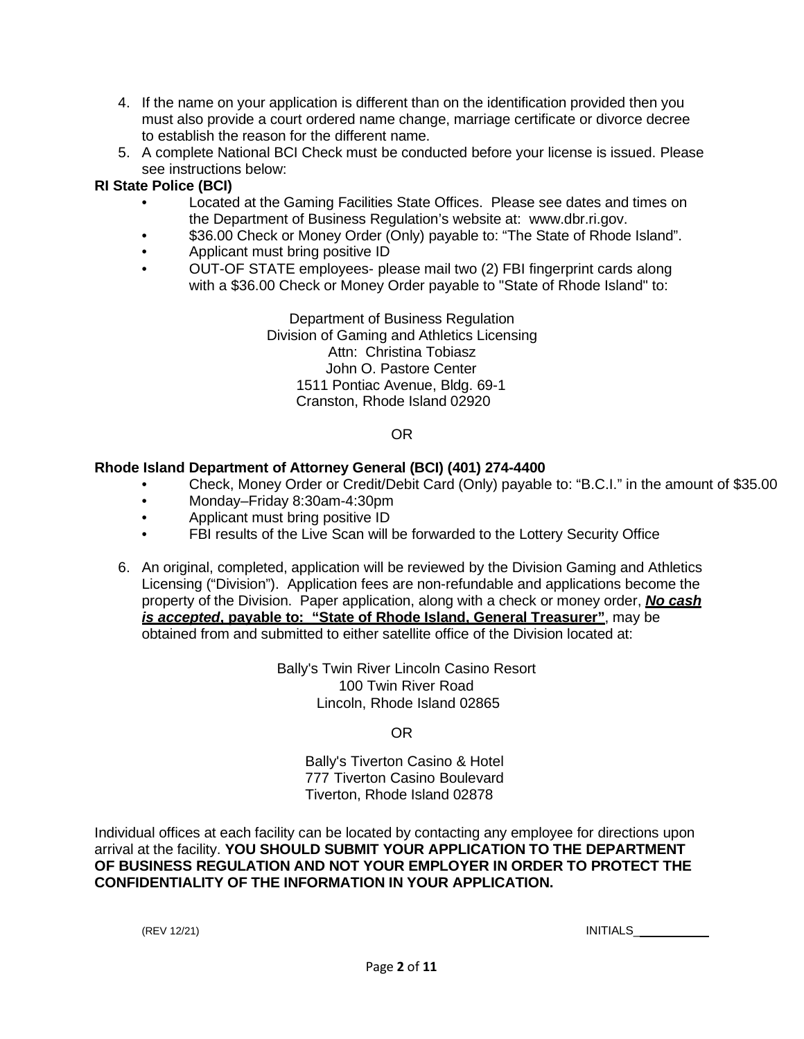4. If the name on your application is different than on the identification provided then you must also provide a court ordered name change, marriage certificate or divorce decree to establish the reason for the different name.
5. A complete National BCI Check must be conducted before your license is issued. Please see instructions below:

**RI State Police (BCI)**

- Located at the Gaming Facilities State Offices. Please see dates and times on the Department of Business Regulation's website at: www.dbr.ri.gov.
- $36.00 Check or Money Order (Only) payable to: "The State of Rhode Island".
- Applicant must bring positive ID
- OUT-OF STATE employees- please mail two (2) FBI fingerprint cards along with a $36.00 Check or Money Order payable to "State of Rhode Island" to:

Department of Business Regulation
Division of Gaming and Athletics Licensing
Attn: Christina Tobiasz
John O. Pastore Center
1511 Pontiac Avenue, Bldg. 69-1
Cranston, Rhode Island 02920

OR

**Rhode Island Department of Attorney General (BCI) (401) 274-4400**

- Check, Money Order or Credit/Debit Card (Only) payable to: "B.C.I." in the amount of $35.00
- Monday–Friday 8:30am-4:30pm
- Applicant must bring positive ID
- FBI results of the Live Scan will be forwarded to the Lottery Security Office

6. An original, completed, application will be reviewed by the Division Gaming and Athletics Licensing ("Division"). Application fees are non-refundable and applications become the property of the Division. Paper application, along with a check or money order, ***No cash is accepted*, payable to: "State of Rhode Island, General Treasurer"**, may be obtained from and submitted to either satellite office of the Division located at:

Bally's Twin River Lincoln Casino Resort
100 Twin River Road
Lincoln, Rhode Island 02865

OR

Bally's Tiverton Casino & Hotel
777 Tiverton Casino Boulevard
Tiverton, Rhode Island 02878

Individual offices at each facility can be located by contacting any employee for directions upon arrival at the facility. **YOU SHOULD SUBMIT YOUR APPLICATION TO THE DEPARTMENT OF BUSINESS REGULATION AND NOT YOUR EMPLOYER IN ORDER TO PROTECT THE CONFIDENTIALITY OF THE INFORMATION IN YOUR APPLICATION.**

(REV 12/21) INITIALS___________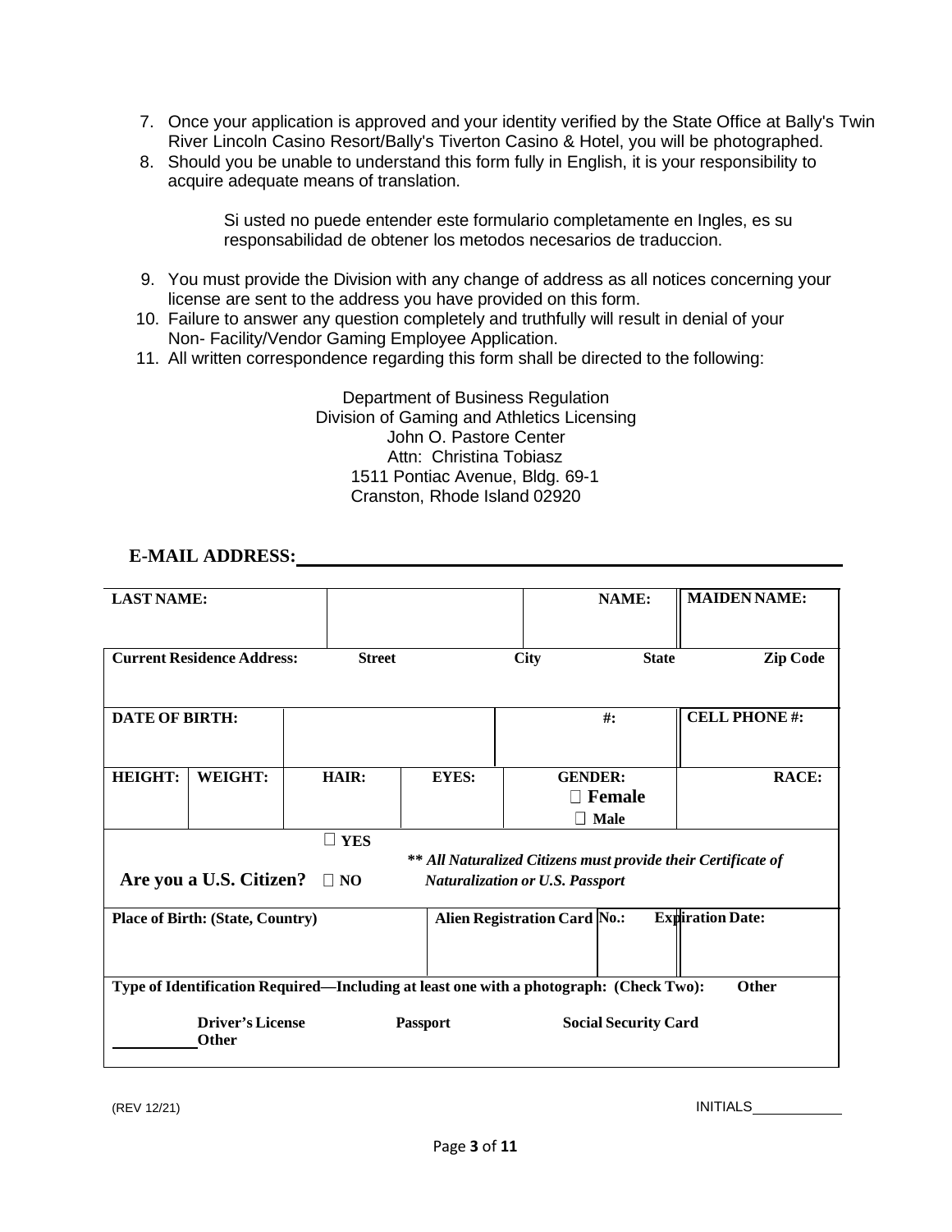7. Once your application is approved and your identity verified by the State Office at Bally's Twin River Lincoln Casino Resort/Bally's Tiverton Casino & Hotel, you will be photographed.
8. Should you be unable to understand this form fully in English, it is your responsibility to acquire adequate means of translation.

   Si usted no puede entender este formulario completamente en Ingles, es su responsabilidad de obtener los metodos necesarios de traduccion.

9. You must provide the Division with any change of address as all notices concerning your license are sent to the address you have provided on this form.
10. Failure to answer any question completely and truthfully will result in denial of your Non- Facility/Vendor Gaming Employee Application.
11. All written correspondence regarding this form shall be directed to the following:

Department of Business Regulation
Division of Gaming and Athletics Licensing
John O. Pastore Center
Attn: Christina Tobiasz
1511 Pontiac Avenue, Bldg. 69-1
Cranston, Rhode Island 02920

**E-MAIL ADDRESS:** ______________________________

| **LAST NAME:** | | | | **NAME:** | **MAIDEN NAME:** |
|---|---|---|---|---|---|
| **Current Residence Address:** | **Street** | | **City** | **State** | **Zip Code** |
| **DATE OF BIRTH:** | | | | **#:** | **CELL PHONE #:** |
| **HEIGHT:** | **WEIGHT:** | **HAIR:** | **EYES:** | **GENDER:** ☐ **Female** ☐ **Male** | **RACE:** |
| **Are you a U.S. Citizen?** | ☐ **YES** ☐ **NO** | ***\*\* All Naturalized Citizens must provide their Certificate of Naturalization or U.S. Passport*** | | | |
| **Place of Birth: (State, Country)** | | **Alien Registration Card No.:** | | | **Expiration Date:** |
| **Type of Identification Required—Including at least one with a photograph: (Check Two):** | | | | | **Other** |
| ______ **Driver's License** | **Passport** | **Social Security Card** | | | |
| **Other** | | | | | |

(REV 12/21)

INITIALS__________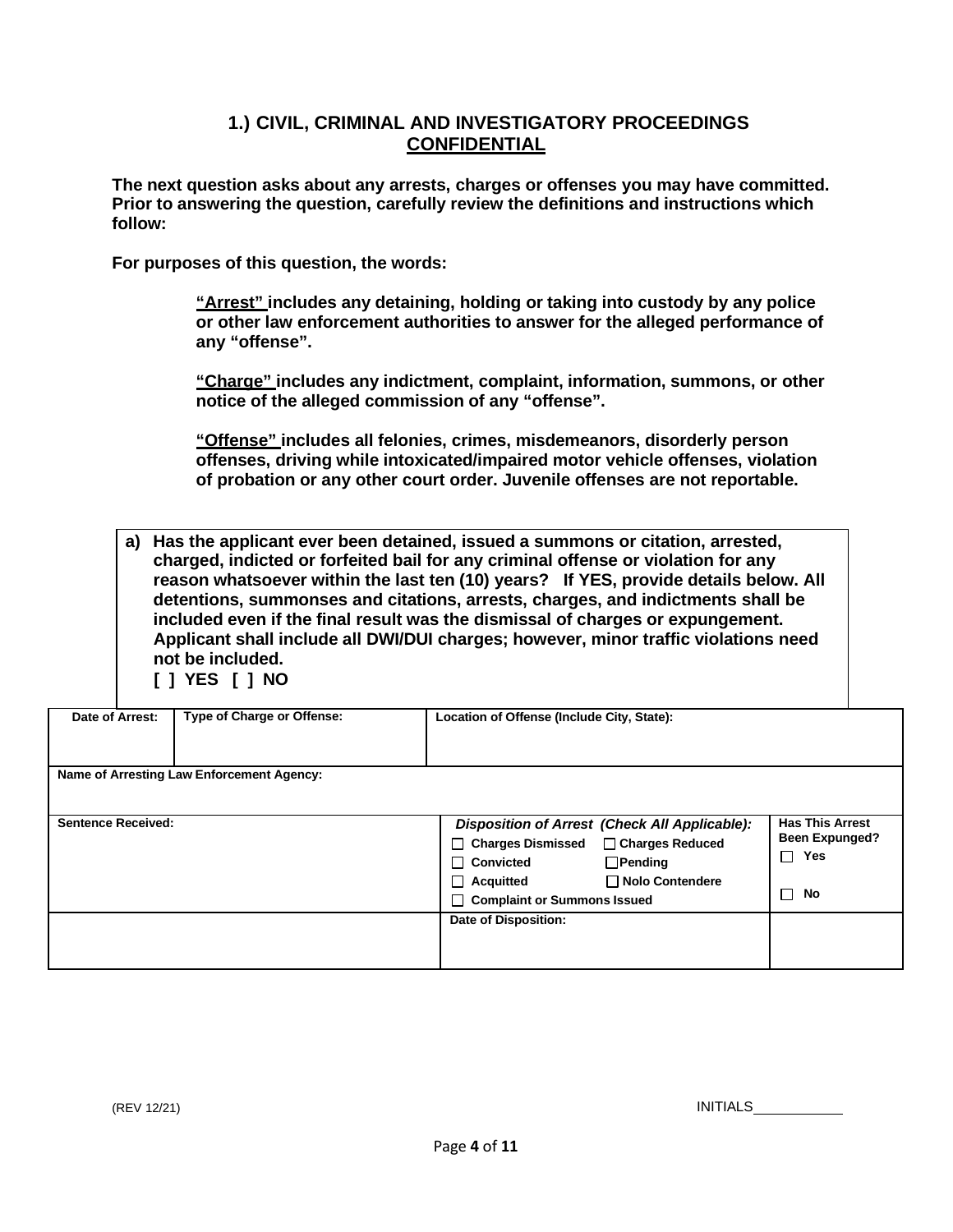## 1.) CIVIL, CRIMINAL AND INVESTIGATORY PROCEEDINGS
## CONFIDENTIAL

**The next question asks about any arrests, charges or offenses you may have committed. Prior to answering the question, carefully review the definitions and instructions which follow:**

**For purposes of this question, the words:**

> **"Arrest" includes any detaining, holding or taking into custody by any police or other law enforcement authorities to answer for the alleged performance of any "offense".**
>
> **"Charge" includes any indictment, complaint, information, summons, or other notice of the alleged commission of any "offense".**
>
> **"Offense" includes all felonies, crimes, misdemeanors, disorderly person offenses, driving while intoxicated/impaired motor vehicle offenses, violation of probation or any other court order. Juvenile offenses are not reportable.**

**a) Has the applicant ever been detained, issued a summons or citation, arrested, charged, indicted or forfeited bail for any criminal offense or violation for any reason whatsoever within the last ten (10) years? If YES, provide details below. All detentions, summonses and citations, arrests, charges, and indictments shall be included even if the final result was the dismissal of charges or expungement. Applicant shall include all DWI/DUI charges; however, minor traffic violations need not be included.**
**[ ] YES [ ] NO**

| Date of Arrest: | Type of Charge or Offense: | Location of Offense (Include City, State): | |
|---|---|---|---|
| **Name of Arresting Law Enforcement Agency:** | | | |
| **Sentence Received:** | | ***Disposition of Arrest (Check All Applicable):*** ☐ Charges Dismissed ☐ Charges Reduced ☐ Convicted ☐ Pending ☐ Acquitted ☐ Nolo Contendere ☐ Complaint or Summons Issued | **Has This Arrest Been Expunged?** ☐ Yes ☐ No |
| | | **Date of Disposition:** | |

(REV 12/21)

INITIALS\_\_\_\_\_\_\_\_\_\_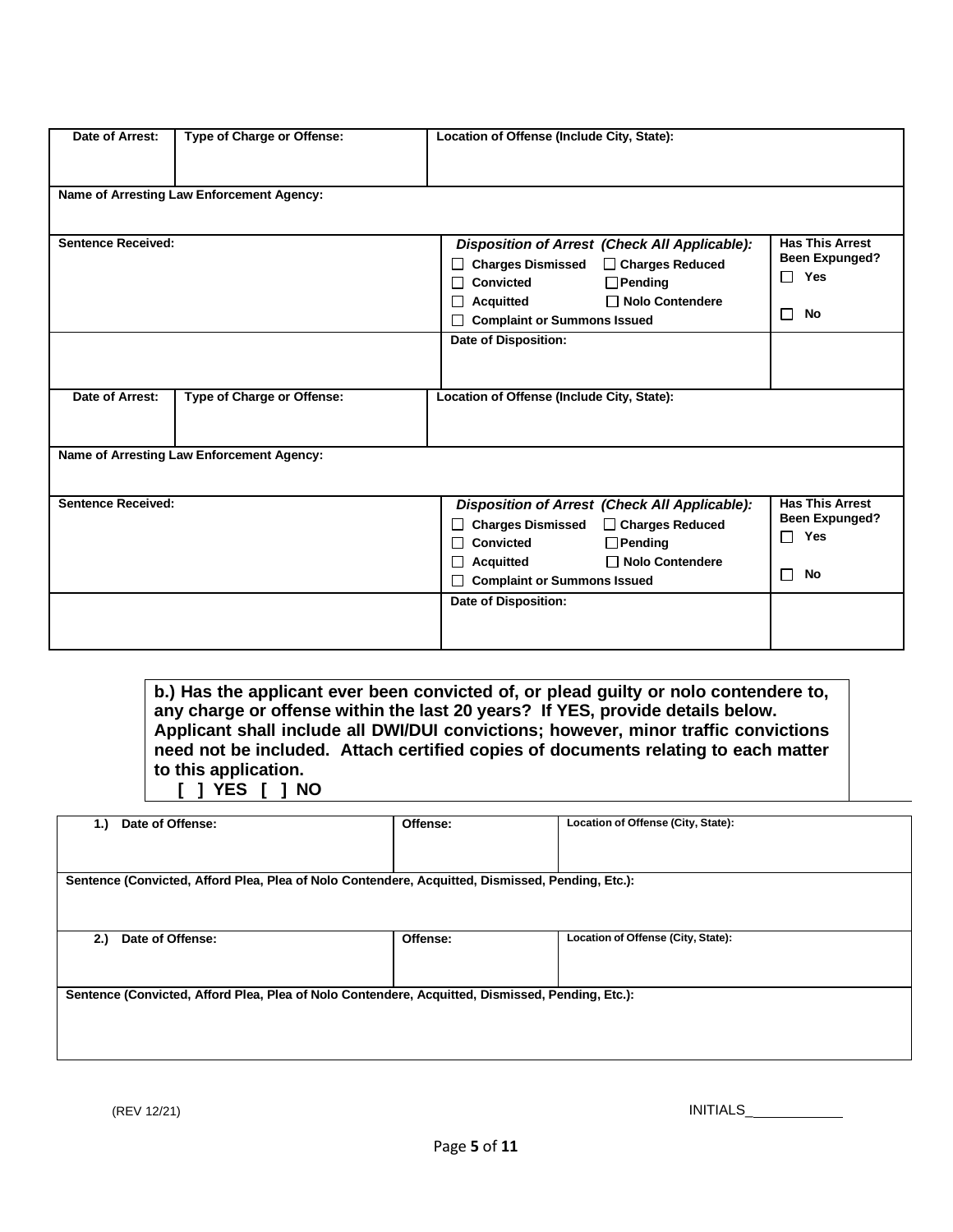| Date of Arrest: | Type of Charge or Offense: | Location of Offense (Include City, State): | |
|---|---|---|---|
| Name of Arresting Law Enforcement Agency: | | | |
| Sentence Received: | | ***Disposition of Arrest (Check All Applicable):*** ☐ Charges Dismissed ☐ Charges Reduced ☐ Convicted ☐ Pending ☐ Acquitted ☐ Nolo Contendere ☐ Complaint or Summons Issued | **Has This Arrest Been Expunged?** ☐ Yes ☐ No |
| | | Date of Disposition: | |
| Date of Arrest: | Type of Charge or Offense: | Location of Offense (Include City, State): | |
| Name of Arresting Law Enforcement Agency: | | | |
| Sentence Received: | | ***Disposition of Arrest (Check All Applicable):*** ☐ Charges Dismissed ☐ Charges Reduced ☐ Convicted ☐ Pending ☐ Acquitted ☐ Nolo Contendere ☐ Complaint or Summons Issued | **Has This Arrest Been Expunged?** ☐ Yes ☐ No |
| | | Date of Disposition: | |

**b.) Has the applicant ever been convicted of, or plead guilty or nolo contendere to, any charge or offense within the last 20 years? If YES, provide details below. Applicant shall include all DWI/DUI convictions; however, minor traffic convictions need not be included. Attach certified copies of documents relating to each matter to this application.**
**[ ] YES [ ] NO**

| 1.) Date of Offense: | Offense: | Location of Offense (City, State): |
|---|---|---|
| Sentence (Convicted, Afford Plea, Plea of Nolo Contendere, Acquitted, Dismissed, Pending, Etc.): | | |
| **2.) Date of Offense:** | **Offense:** | **Location of Offense (City, State):** |
| Sentence (Convicted, Afford Plea, Plea of Nolo Contendere, Acquitted, Dismissed, Pending, Etc.): | | |

(REV 12/21)

INITIALS_____________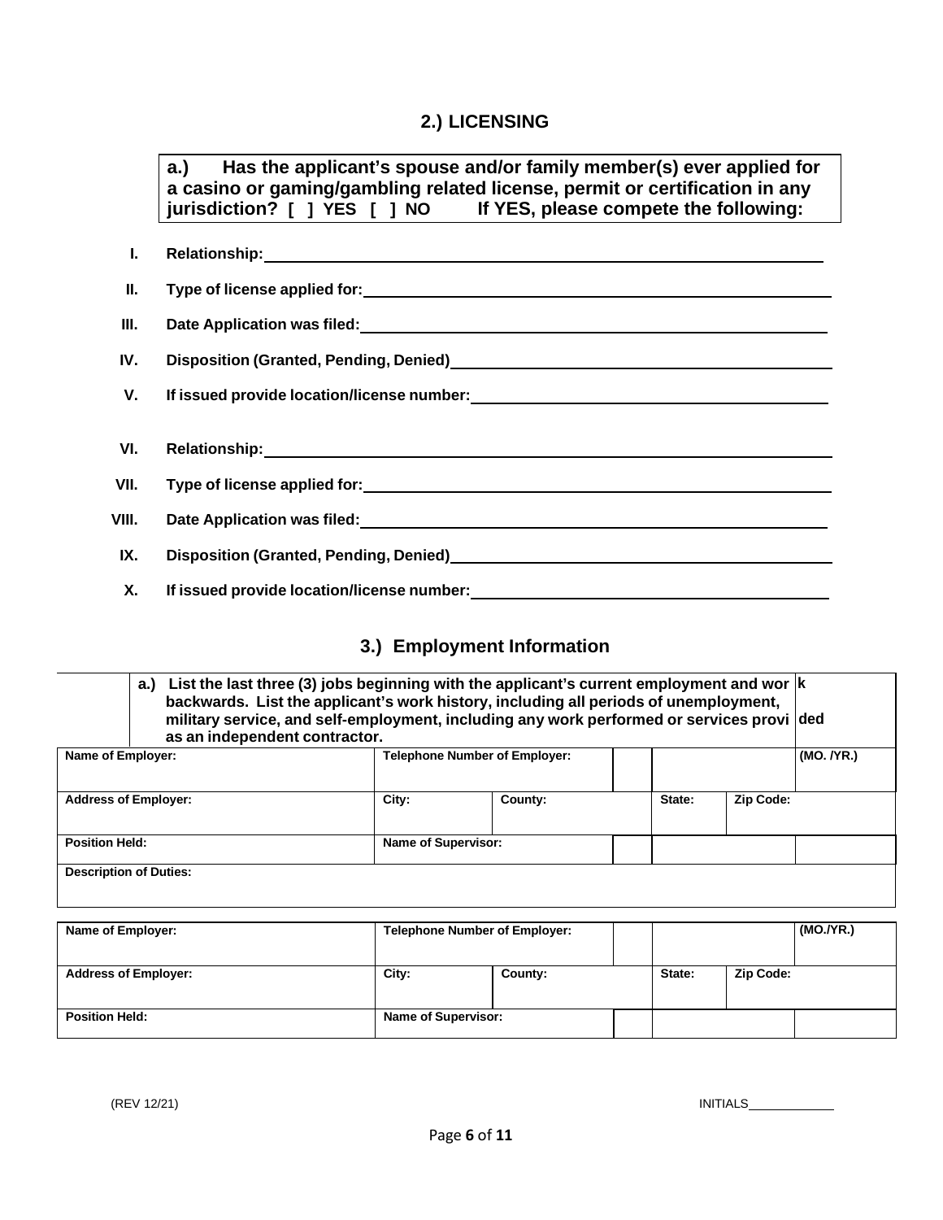## 2.) LICENSING

**a.) Has the applicant's spouse and/or family member(s) ever applied for a casino or gaming/gambling related license, permit or certification in any jurisdiction? [ ] YES [ ] NO If YES, please compete the following:**

I. **Relationship:** ______________________________

II. **Type of license applied for:** ______________________________

III. **Date Application was filed:** ______________________________

IV. **Disposition (Granted, Pending, Denied)** ______________________________

V. **If issued provide location/license number:** ______________________________

VI. **Relationship:** ______________________________

VII. **Type of license applied for:** ______________________________

VIII. **Date Application was filed:** ______________________________

IX. **Disposition (Granted, Pending, Denied)** ______________________________

X. **If issued provide location/license number:** ______________________________

## 3.) Employment Information

**a.) List the last three (3) jobs beginning with the applicant's current employment and wor k backwards. List the applicant's work history, including all periods of unemployment, military service, and self-employment, including any work performed or services provi ded as an independent contractor.**

| Name of Employer: | Telephone Number of Employer: | | | | | (MO. /YR.) |
|---|---|---|---|---|---|---|
| **Address of Employer:** | **City:** | **County:** | | **State:** | **Zip Code:** | |
| **Position Held:** | **Name of Supervisor:** | | | | | |
| **Description of Duties:** | | | | | | |

| Name of Employer: | Telephone Number of Employer: | | | | | (MO./YR.) |
|---|---|---|---|---|---|---|
| **Address of Employer:** | **City:** | **County:** | | **State:** | **Zip Code:** | |
| **Position Held:** | **Name of Supervisor:** | | | | | |

(REV 12/21) INITIALS__________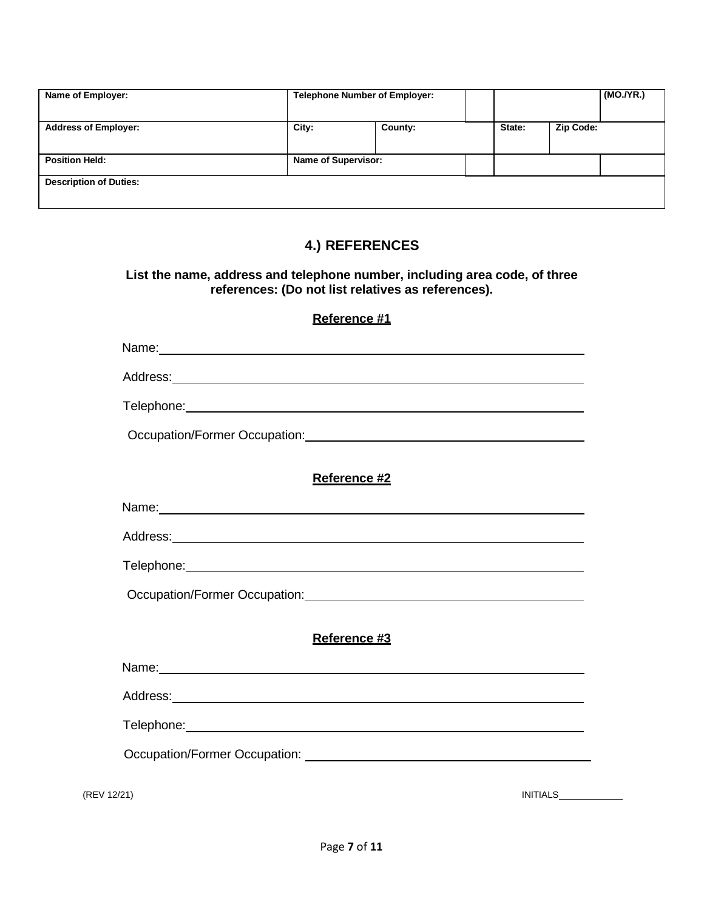| Name of Employer: | Telephone Number of Employer: | | | | | (MO./YR.) |
|---|---|---|---|---|---|---|
| Address of Employer: | City: | County: | | State: | Zip Code: | |
| Position Held: | Name of Supervisor: | | | | | |
| Description of Duties: | | | | | | |

## 4.) REFERENCES

**List the name, address and telephone number, including area code, of three references: (Do not list relatives as references).**

**Reference #1**

Name: ______________________________

Address: ______________________________

Telephone: ______________________________

Occupation/Former Occupation: ______________________________

**Reference #2**

Name: ______________________________

Address: ______________________________

Telephone: ______________________________

Occupation/Former Occupation: ______________________________

**Reference #3**

Name: ______________________________

Address: ______________________________

Telephone: ______________________________

Occupation/Former Occupation: ______________________________

(REV 12/21)

INITIALS____________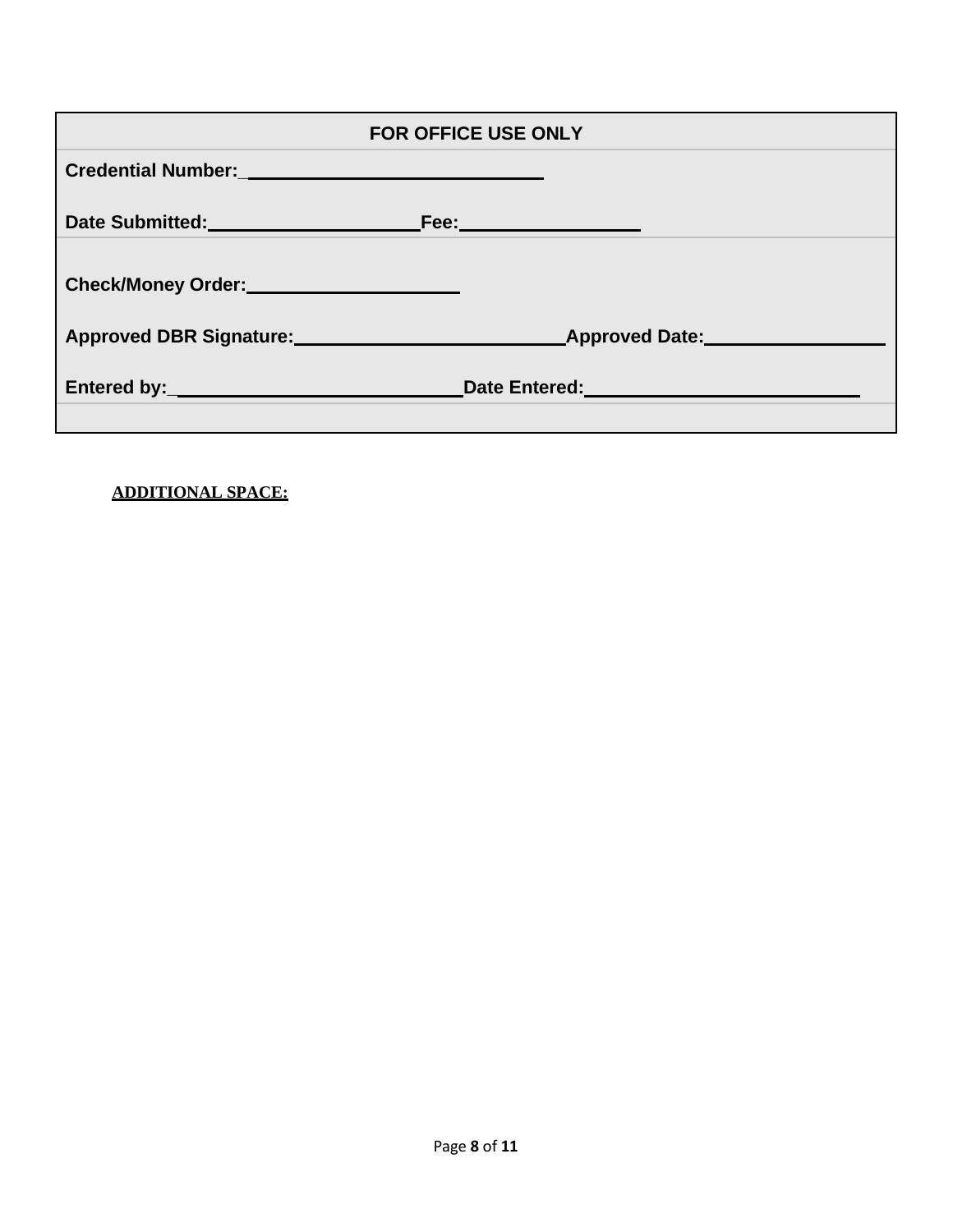| FOR OFFICE USE ONLY | |
|---|---|
| **Credential Number:** ______________________ | |
| **Date Submitted:** __________________ | **Fee:** ______________ |
| **Check/Money Order:** __________________ | |
| **Approved DBR Signature:** ______________________ | **Approved Date:** ______________ |
| **Entered by:** ______________________ | **Date Entered:** ______________________ |

**ADDITIONAL SPACE:**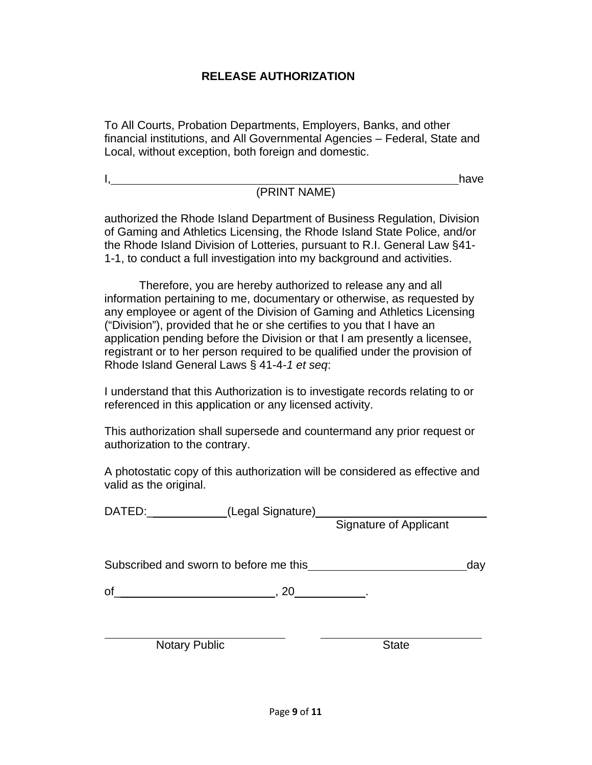# RELEASE AUTHORIZATION

To All Courts, Probation Departments, Employers, Banks, and other financial institutions, and All Governmental Agencies – Federal, State and Local, without exception, both foreign and domestic.

I,\_\_\_\_\_\_\_\_\_\_\_\_\_\_\_\_\_\_\_\_\_\_\_\_\_\_\_\_\_\_\_\_\_\_\_\_\_\_\_\_\_\_\_\_\_\_\_\_\_\_\_\_\_\_have
(PRINT NAME)

authorized the Rhode Island Department of Business Regulation, Division of Gaming and Athletics Licensing, the Rhode Island State Police, and/or the Rhode Island Division of Lotteries, pursuant to R.I. General Law §41-1-1, to conduct a full investigation into my background and activities.

Therefore, you are hereby authorized to release any and all information pertaining to me, documentary or otherwise, as requested by any employee or agent of the Division of Gaming and Athletics Licensing ("Division"), provided that he or she certifies to you that I have an application pending before the Division or that I am presently a licensee, registrant or to her person required to be qualified under the provision of Rhode Island General Laws § 41-4-*1 et seq*:

I understand that this Authorization is to investigate records relating to or referenced in this application or any licensed activity.

This authorization shall supersede and countermand any prior request or authorization to the contrary.

A photostatic copy of this authorization will be considered as effective and valid as the original.

DATED:\_\_\_\_\_\_\_\_\_\_\_\_\_(Legal Signature)\_\_\_\_\_\_\_\_\_\_\_\_\_\_\_\_\_\_\_\_\_\_\_\_\_\_\_
Signature of Applicant

Subscribed and sworn to before me this\_\_\_\_\_\_\_\_\_\_\_\_\_\_\_\_\_\_\_\_\_\_\_\_\_day

of\_\_\_\_\_\_\_\_\_\_\_\_\_\_\_\_\_\_\_\_\_\_\_\_\_\_, 20\_\_\_\_\_\_\_\_\_\_\_.

\_\_\_\_\_\_\_\_\_\_\_\_\_\_\_\_\_\_\_\_\_\_\_\_\_\_\_ \_\_\_\_\_\_\_\_\_\_\_\_\_\_\_\_\_\_\_\_\_\_\_\_\_\_\_
Notary Public State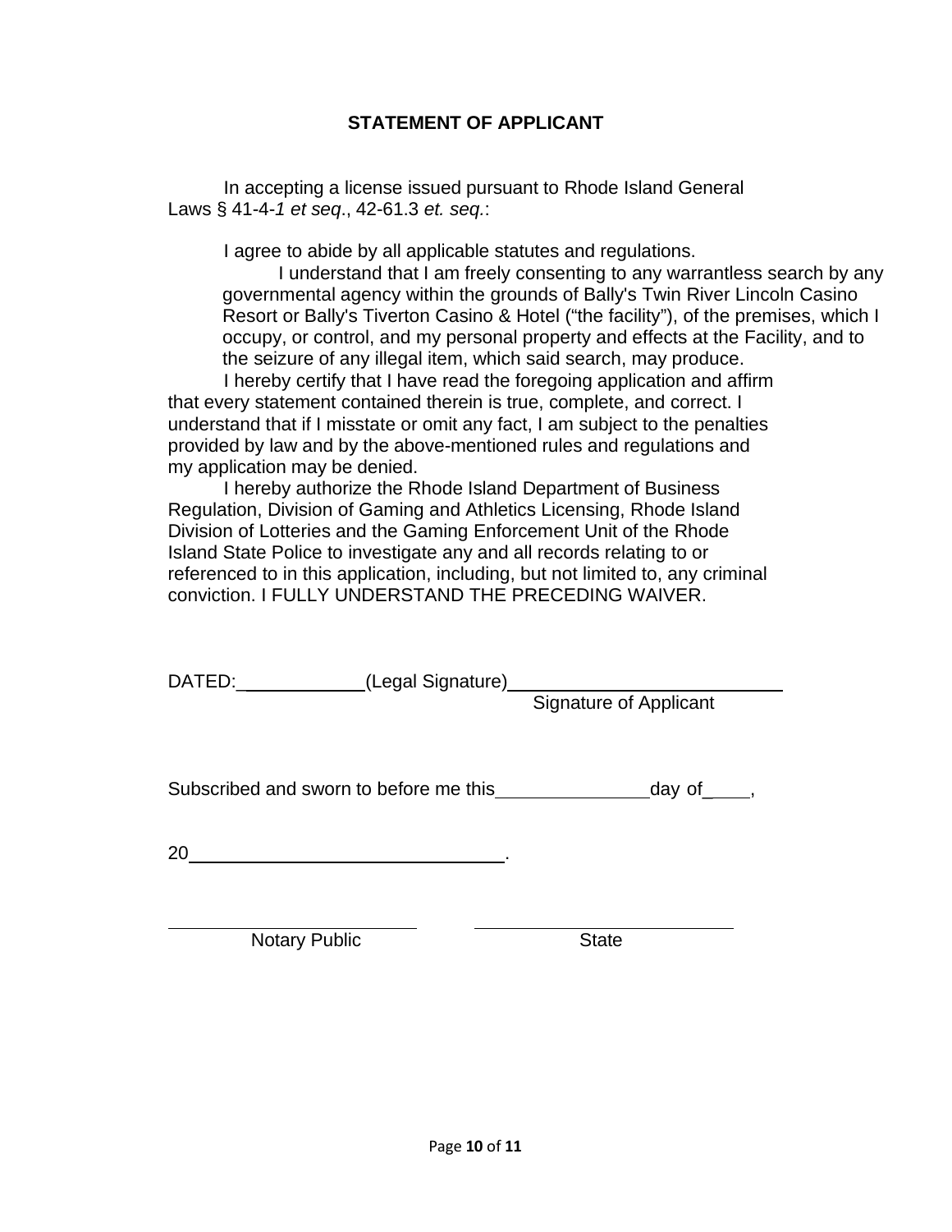## STATEMENT OF APPLICANT

In accepting a license issued pursuant to Rhode Island General Laws § 41-4-*1 et seq*., 42-61.3 *et. seq.*:

I agree to abide by all applicable statutes and regulations.

I understand that I am freely consenting to any warrantless search by any governmental agency within the grounds of Bally's Twin River Lincoln Casino Resort or Bally's Tiverton Casino & Hotel ("the facility"), of the premises, which I occupy, or control, and my personal property and effects at the Facility, and to the seizure of any illegal item, which said search, may produce.

I hereby certify that I have read the foregoing application and affirm that every statement contained therein is true, complete, and correct. I understand that if I misstate or omit any fact, I am subject to the penalties provided by law and by the above-mentioned rules and regulations and my application may be denied.

I hereby authorize the Rhode Island Department of Business Regulation, Division of Gaming and Athletics Licensing, Rhode Island Division of Lotteries and the Gaming Enforcement Unit of the Rhode Island State Police to investigate any and all records relating to or referenced to in this application, including, but not limited to, any criminal conviction. I FULLY UNDERSTAND THE PRECEDING WAIVER.

DATED:\_\_\_\_\_\_\_\_\_\_\_\_ (Legal Signature)\_\_\_\_\_\_\_\_\_\_\_\_\_\_\_\_\_\_\_\_\_\_\_\_\_\_\_

Signature of Applicant

Subscribed and sworn to before me this\_\_\_\_\_\_\_\_\_\_\_\_\_\_\_day of\_\_\_\_,

20\_\_\_\_\_\_\_\_\_\_\_\_\_\_\_\_\_\_\_\_\_\_\_\_\_\_\_\_\_\_\_\_.

\_\_\_\_\_\_\_\_\_\_\_\_\_\_\_\_\_\_\_\_\_\_\_\_\_\_ \_\_\_\_\_\_\_\_\_\_\_\_\_\_\_\_\_\_\_\_\_\_\_\_\_\_\_\_

Notary Public State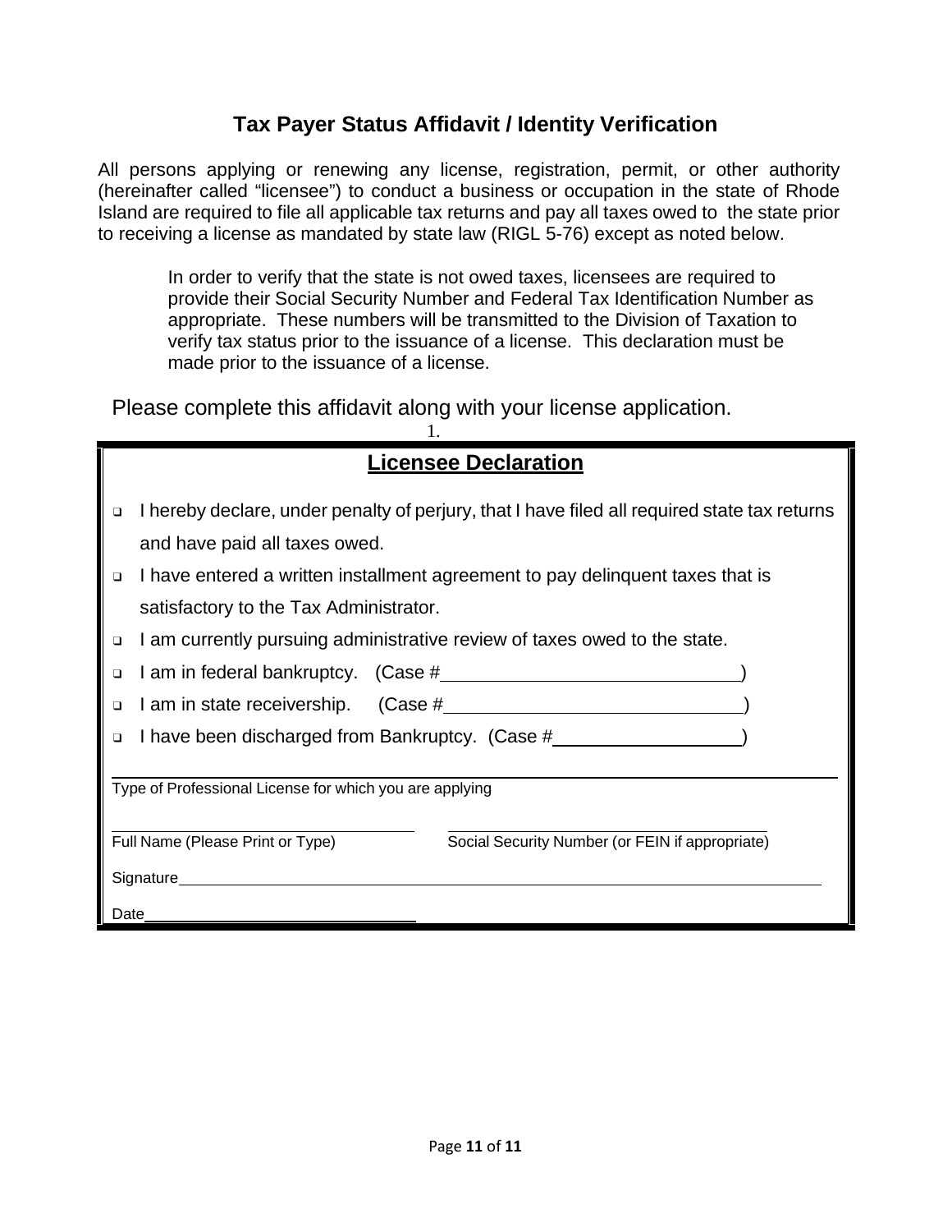# Tax Payer Status Affidavit / Identity Verification

All persons applying or renewing any license, registration, permit, or other authority (hereinafter called "licensee") to conduct a business or occupation in the state of Rhode Island are required to file all applicable tax returns and pay all taxes owed to the state prior to receiving a license as mandated by state law (RIGL 5-76) except as noted below.

> In order to verify that the state is not owed taxes, licensees are required to provide their Social Security Number and Federal Tax Identification Number as appropriate. These numbers will be transmitted to the Division of Taxation to verify tax status prior to the issuance of a license. This declaration must be made prior to the issuance of a license.

Please complete this affidavit along with your license application.

1.

## Licensee Declaration

- ❑ I hereby declare, under penalty of perjury, that I have filed all required state tax returns and have paid all taxes owed.
- ❑ I have entered a written installment agreement to pay delinquent taxes that is satisfactory to the Tax Administrator.
- ❑ I am currently pursuing administrative review of taxes owed to the state.
- ❑ I am in federal bankruptcy. (Case #______________________________)
- ❑ I am in state receivership. (Case #______________________________)
- ❑ I have been discharged from Bankruptcy. (Case #__________________)

______________________________________________________________________
Type of Professional License for which you are applying

____________________________________ ____________________________________
Full Name (Please Print or Type) Social Security Number (or FEIN if appropriate)

Signature______________________________________________________________

Date______________________________